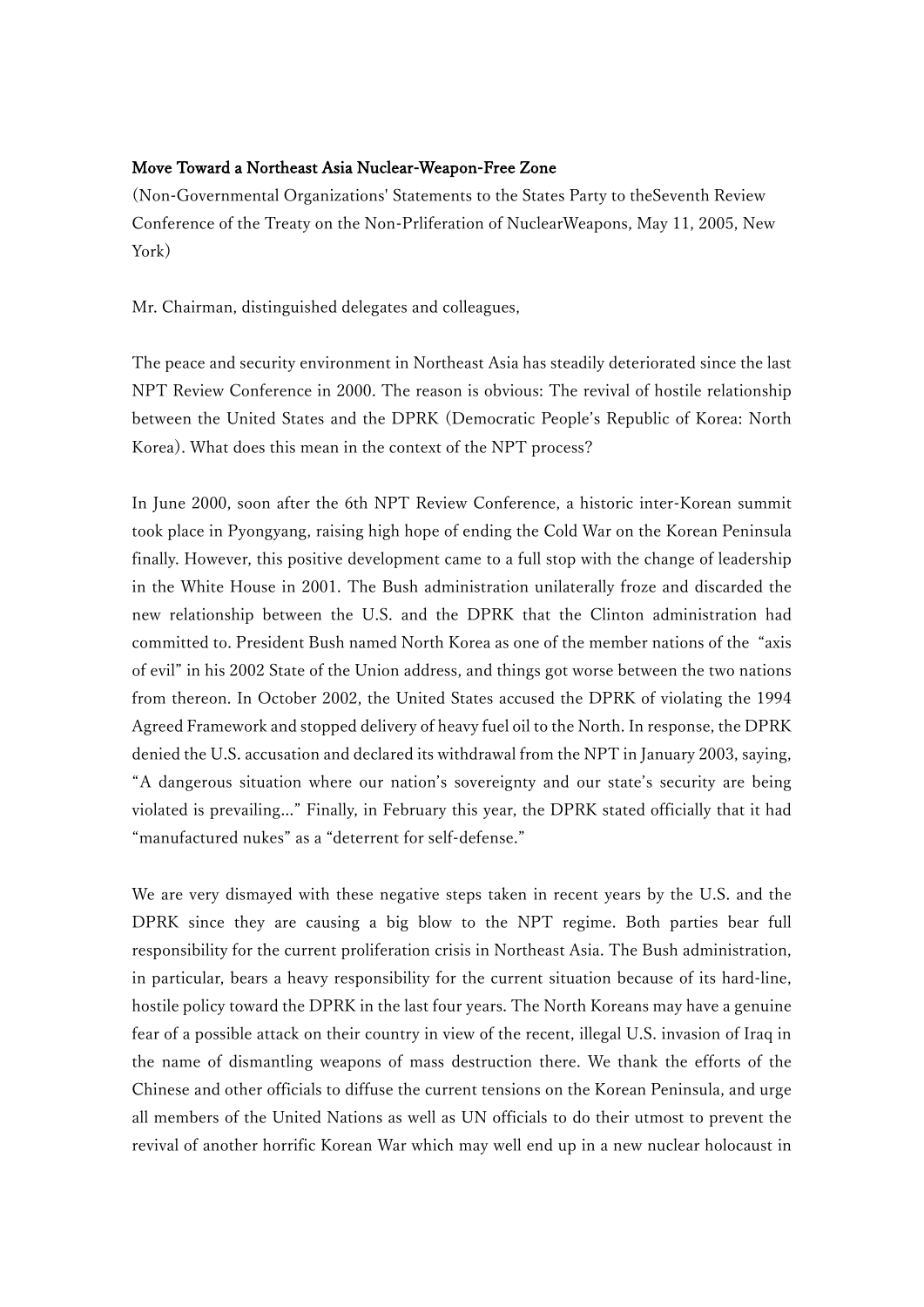**Move Toward a Northeast Asia Nuclear-Weapon-Free Zone**

(Non-Governmental Organizations' Statements to the States Party to theSeventh Review Conference of the Treaty on the Non-Prliferation of NuclearWeapons, May 11, 2005, New York)

Mr. Chairman, distinguished delegates and colleagues,

The peace and security environment in Northeast Asia has steadily deteriorated since the last NPT Review Conference in 2000. The reason is obvious: The revival of hostile relationship between the United States and the DPRK (Democratic People's Republic of Korea: North Korea). What does this mean in the context of the NPT process?

In June 2000, soon after the 6th NPT Review Conference, a historic inter-Korean summit took place in Pyongyang, raising high hope of ending the Cold War on the Korean Peninsula finally. However, this positive development came to a full stop with the change of leadership in the White House in 2001. The Bush administration unilaterally froze and discarded the new relationship between the U.S. and the DPRK that the Clinton administration had committed to. President Bush named North Korea as one of the member nations of the "axis of evil" in his 2002 State of the Union address, and things got worse between the two nations from thereon. In October 2002, the United States accused the DPRK of violating the 1994 Agreed Framework and stopped delivery of heavy fuel oil to the North. In response, the DPRK denied the U.S. accusation and declared its withdrawal from the NPT in January 2003, saying, "A dangerous situation where our nation's sovereignty and our state's security are being violated is prevailing..." Finally, in February this year, the DPRK stated officially that it had "manufactured nukes" as a "deterrent for self-defense."

We are very dismayed with these negative steps taken in recent years by the U.S. and the DPRK since they are causing a big blow to the NPT regime. Both parties bear full responsibility for the current proliferation crisis in Northeast Asia. The Bush administration, in particular, bears a heavy responsibility for the current situation because of its hard-line, hostile policy toward the DPRK in the last four years. The North Koreans may have a genuine fear of a possible attack on their country in view of the recent, illegal U.S. invasion of Iraq in the name of dismantling weapons of mass destruction there. We thank the efforts of the Chinese and other officials to diffuse the current tensions on the Korean Peninsula, and urge all members of the United Nations as well as UN officials to do their utmost to prevent the revival of another horrific Korean War which may well end up in a new nuclear holocaust in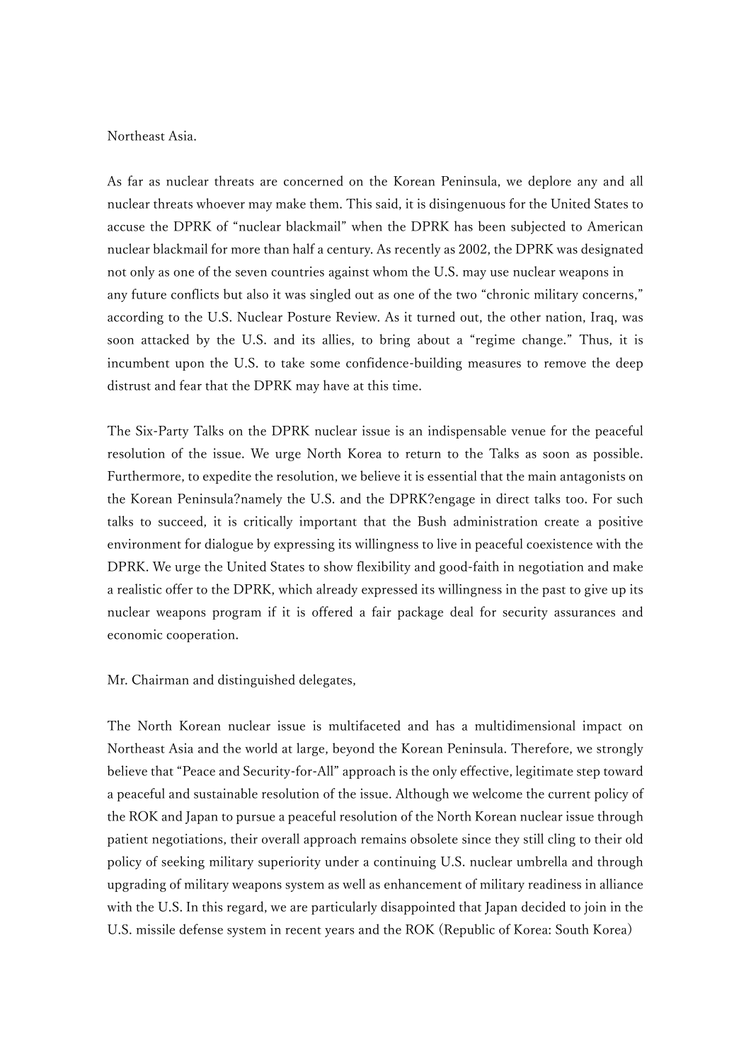Northeast Asia.

As far as nuclear threats are concerned on the Korean Peninsula, we deplore any and all nuclear threats whoever may make them. This said, it is disingenuous for the United States to accuse the DPRK of "nuclear blackmail" when the DPRK has been subjected to American nuclear blackmail for more than half a century. As recently as 2002, the DPRK was designated not only as one of the seven countries against whom the U.S. may use nuclear weapons in any future conflicts but also it was singled out as one of the two "chronic military concerns," according to the U.S. Nuclear Posture Review. As it turned out, the other nation, Iraq, was soon attacked by the U.S. and its allies, to bring about a "regime change." Thus, it is incumbent upon the U.S. to take some confidence-building measures to remove the deep distrust and fear that the DPRK may have at this time.

The Six-Party Talks on the DPRK nuclear issue is an indispensable venue for the peaceful resolution of the issue. We urge North Korea to return to the Talks as soon as possible. Furthermore, to expedite the resolution, we believe it is essential that the main antagonists on the Korean Peninsula?namely the U.S. and the DPRK?engage in direct talks too. For such talks to succeed, it is critically important that the Bush administration create a positive environment for dialogue by expressing its willingness to live in peaceful coexistence with the DPRK. We urge the United States to show flexibility and good-faith in negotiation and make a realistic offer to the DPRK, which already expressed its willingness in the past to give up its nuclear weapons program if it is offered a fair package deal for security assurances and economic cooperation.

Mr. Chairman and distinguished delegates,

The North Korean nuclear issue is multifaceted and has a multidimensional impact on Northeast Asia and the world at large, beyond the Korean Peninsula. Therefore, we strongly believe that "Peace and Security-for-All" approach is the only effective, legitimate step toward a peaceful and sustainable resolution of the issue. Although we welcome the current policy of the ROK and Japan to pursue a peaceful resolution of the North Korean nuclear issue through patient negotiations, their overall approach remains obsolete since they still cling to their old policy of seeking military superiority under a continuing U.S. nuclear umbrella and through upgrading of military weapons system as well as enhancement of military readiness in alliance with the U.S. In this regard, we are particularly disappointed that Japan decided to join in the U.S. missile defense system in recent years and the ROK (Republic of Korea: South Korea)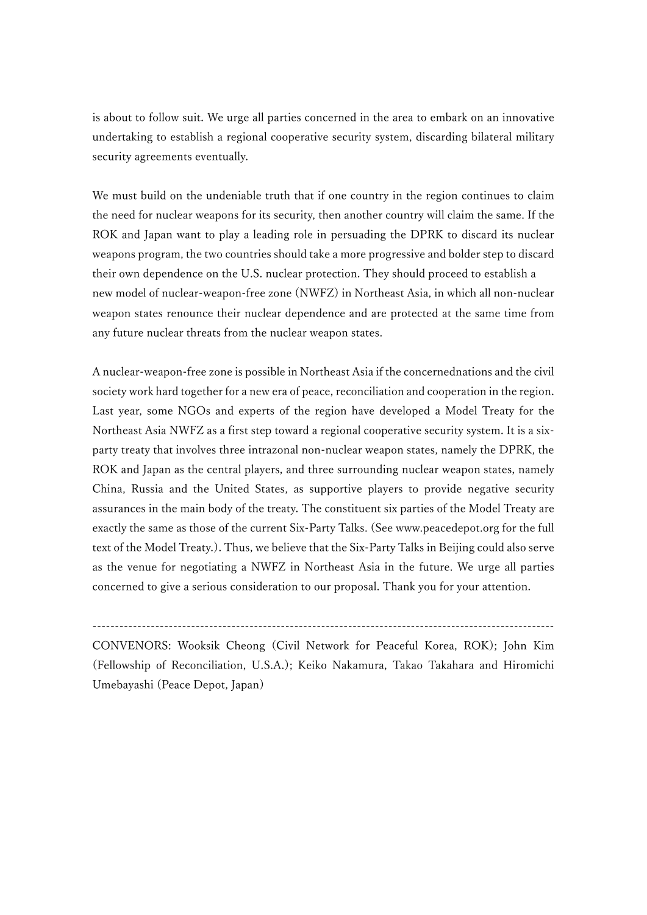is about to follow suit. We urge all parties concerned in the area to embark on an innovative undertaking to establish a regional cooperative security system, discarding bilateral military security agreements eventually.

We must build on the undeniable truth that if one country in the region continues to claim the need for nuclear weapons for its security, then another country will claim the same. If the ROK and Japan want to play a leading role in persuading the DPRK to discard its nuclear weapons program, the two countries should take a more progressive and bolder step to discard their own dependence on the U.S. nuclear protection. They should proceed to establish a new model of nuclear-weapon-free zone (NWFZ) in Northeast Asia, in which all non-nuclear weapon states renounce their nuclear dependence and are protected at the same time from any future nuclear threats from the nuclear weapon states.

A nuclear-weapon-free zone is possible in Northeast Asia if the concernednations and the civil society work hard together for a new era of peace, reconciliation and cooperation in the region. Last year, some NGOs and experts of the region have developed a Model Treaty for the Northeast Asia NWFZ as a first step toward a regional cooperative security system. It is a six-party treaty that involves three intrazonal non-nuclear weapon states, namely the DPRK, the ROK and Japan as the central players, and three surrounding nuclear weapon states, namely China, Russia and the United States, as supportive players to provide negative security assurances in the main body of the treaty. The constituent six parties of the Model Treaty are exactly the same as those of the current Six-Party Talks. (See www.peacedepot.org for the full text of the Model Treaty.). Thus, we believe that the Six-Party Talks in Beijing could also serve as the venue for negotiating a NWFZ in Northeast Asia in the future. We urge all parties concerned to give a serious consideration to our proposal. Thank you for your attention.

---

CONVENORS: Wooksik Cheong (Civil Network for Peaceful Korea, ROK); John Kim (Fellowship of Reconciliation, U.S.A.); Keiko Nakamura, Takao Takahara and Hiromichi Umebayashi (Peace Depot, Japan)